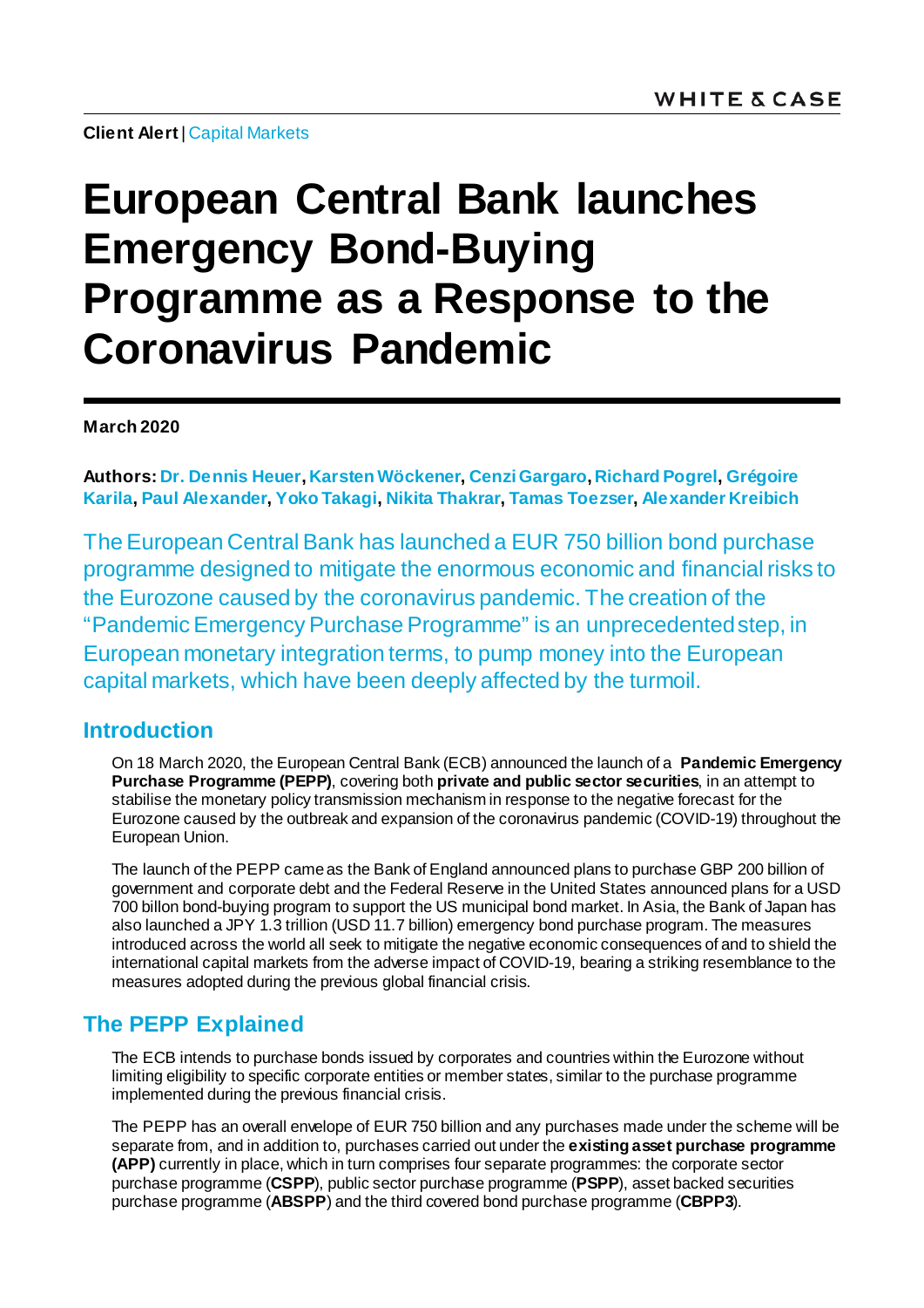WHITE & CASE

**Client Alert** | Capital Markets

# European Central Bank launches Emergency Bond-Buying Programme as a Response to the Coronavirus Pandemic

**March 2020**

**Authors: Dr. Dennis Heuer, Karsten Wöckener, Cenzi Gargaro, Richard Pogrel, Grégoire Karila, Paul Alexander, Yoko Takagi, Nikita Thakrar, Tamas Toezser, Alexander Kreibich**

The European Central Bank has launched a EUR 750 billion bond purchase programme designed to mitigate the enormous economic and financial risks to the Eurozone caused by the coronavirus pandemic. The creation of the "Pandemic Emergency Purchase Programme" is an unprecedented step, in European monetary integration terms, to pump money into the European capital markets, which have been deeply affected by the turmoil.

## Introduction

On 18 March 2020, the European Central Bank (ECB) announced the launch of a **Pandemic Emergency Purchase Programme (PEPP)**, covering both **private and public sector securities**, in an attempt to stabilise the monetary policy transmission mechanism in response to the negative forecast for the Eurozone caused by the outbreak and expansion of the coronavirus pandemic (COVID-19) throughout the European Union.

The launch of the PEPP came as the Bank of England announced plans to purchase GBP 200 billion of government and corporate debt and the Federal Reserve in the United States announced plans for a USD 700 billon bond-buying program to support the US municipal bond market. In Asia, the Bank of Japan has also launched a JPY 1.3 trillion (USD 11.7 billion) emergency bond purchase program. The measures introduced across the world all seek to mitigate the negative economic consequences of and to shield the international capital markets from the adverse impact of COVID-19, bearing a striking resemblance to the measures adopted during the previous global financial crisis.

## The PEPP Explained

The ECB intends to purchase bonds issued by corporates and countries within the Eurozone without limiting eligibility to specific corporate entities or member states, similar to the purchase programme implemented during the previous financial crisis.

The PEPP has an overall envelope of EUR 750 billion and any purchases made under the scheme will be separate from, and in addition to, purchases carried out under the **existing asset purchase programme (APP)** currently in place, which in turn comprises four separate programmes: the corporate sector purchase programme (**CSPP**), public sector purchase programme (**PSPP**), asset backed securities purchase programme (**ABSPP**) and the third covered bond purchase programme (**CBPP3**).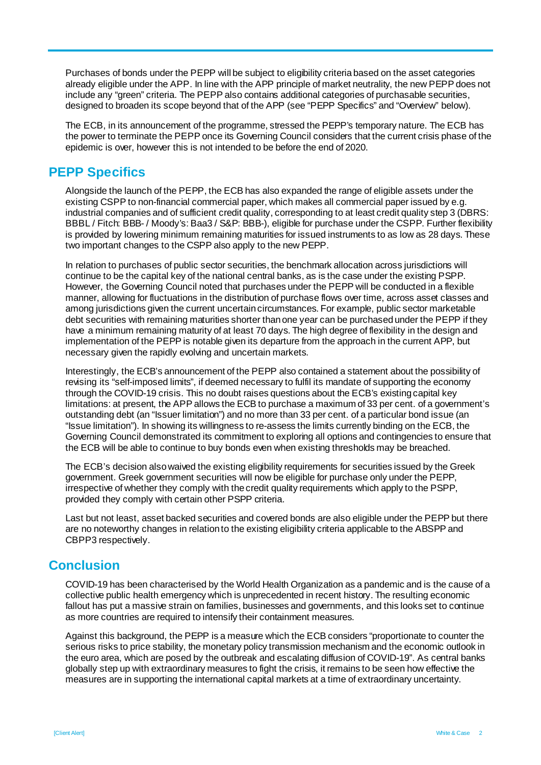Purchases of bonds under the PEPP will be subject to eligibility criteria based on the asset categories already eligible under the APP. In line with the APP principle of market neutrality, the new PEPP does not include any "green" criteria. The PEPP also contains additional categories of purchasable securities, designed to broaden its scope beyond that of the APP (see "PEPP Specifics" and "Overview" below).

The ECB, in its announcement of the programme, stressed the PEPP's temporary nature. The ECB has the power to terminate the PEPP once its Governing Council considers that the current crisis phase of the epidemic is over, however this is not intended to be before the end of 2020.

## PEPP Specifics

Alongside the launch of the PEPP, the ECB has also expanded the range of eligible assets under the existing CSPP to non-financial commercial paper, which makes all commercial paper issued by e.g. industrial companies and of sufficient credit quality, corresponding to at least credit quality step 3 (DBRS: BBBL / Fitch: BBB- / Moody's: Baa3 / S&P: BBB-), eligible for purchase under the CSPP. Further flexibility is provided by lowering minimum remaining maturities for issued instruments to as low as 28 days. These two important changes to the CSPP also apply to the new PEPP.

In relation to purchases of public sector securities, the benchmark allocation across jurisdictions will continue to be the capital key of the national central banks, as is the case under the existing PSPP. However, the Governing Council noted that purchases under the PEPP will be conducted in a flexible manner, allowing for fluctuations in the distribution of purchase flows over time, across asset classes and among jurisdictions given the current uncertain circumstances. For example, public sector marketable debt securities with remaining maturities shorter than one year can be purchased under the PEPP if they have a minimum remaining maturity of at least 70 days. The high degree of flexibility in the design and implementation of the PEPP is notable given its departure from the approach in the current APP, but necessary given the rapidly evolving and uncertain markets.

Interestingly, the ECB's announcement of the PEPP also contained a statement about the possibility of revising its "self-imposed limits", if deemed necessary to fulfil its mandate of supporting the economy through the COVID-19 crisis. This no doubt raises questions about the ECB's existing capital key limitations: at present, the APP allows the ECB to purchase a maximum of 33 per cent. of a government's outstanding debt (an "Issuer limitation") and no more than 33 per cent. of a particular bond issue (an "Issue limitation"). In showing its willingness to re-assess the limits currently binding on the ECB, the Governing Council demonstrated its commitment to exploring all options and contingencies to ensure that the ECB will be able to continue to buy bonds even when existing thresholds may be breached.

The ECB's decision also waived the existing eligibility requirements for securities issued by the Greek government. Greek government securities will now be eligible for purchase only under the PEPP, irrespective of whether they comply with the credit quality requirements which apply to the PSPP, provided they comply with certain other PSPP criteria.

Last but not least, asset backed securities and covered bonds are also eligible under the PEPP but there are no noteworthy changes in relation to the existing eligibility criteria applicable to the ABSPP and CBPP3 respectively.

## Conclusion

COVID-19 has been characterised by the World Health Organization as a pandemic and is the cause of a collective public health emergency which is unprecedented in recent history. The resulting economic fallout has put a massive strain on families, businesses and governments, and this looks set to continue as more countries are required to intensify their containment measures.

Against this background, the PEPP is a measure which the ECB considers "proportionate to counter the serious risks to price stability, the monetary policy transmission mechanism and the economic outlook in the euro area, which are posed by the outbreak and escalating diffusion of COVID-19". As central banks globally step up with extraordinary measures to fight the crisis, it remains to be seen how effective the measures are in supporting the international capital markets at a time of extraordinary uncertainty.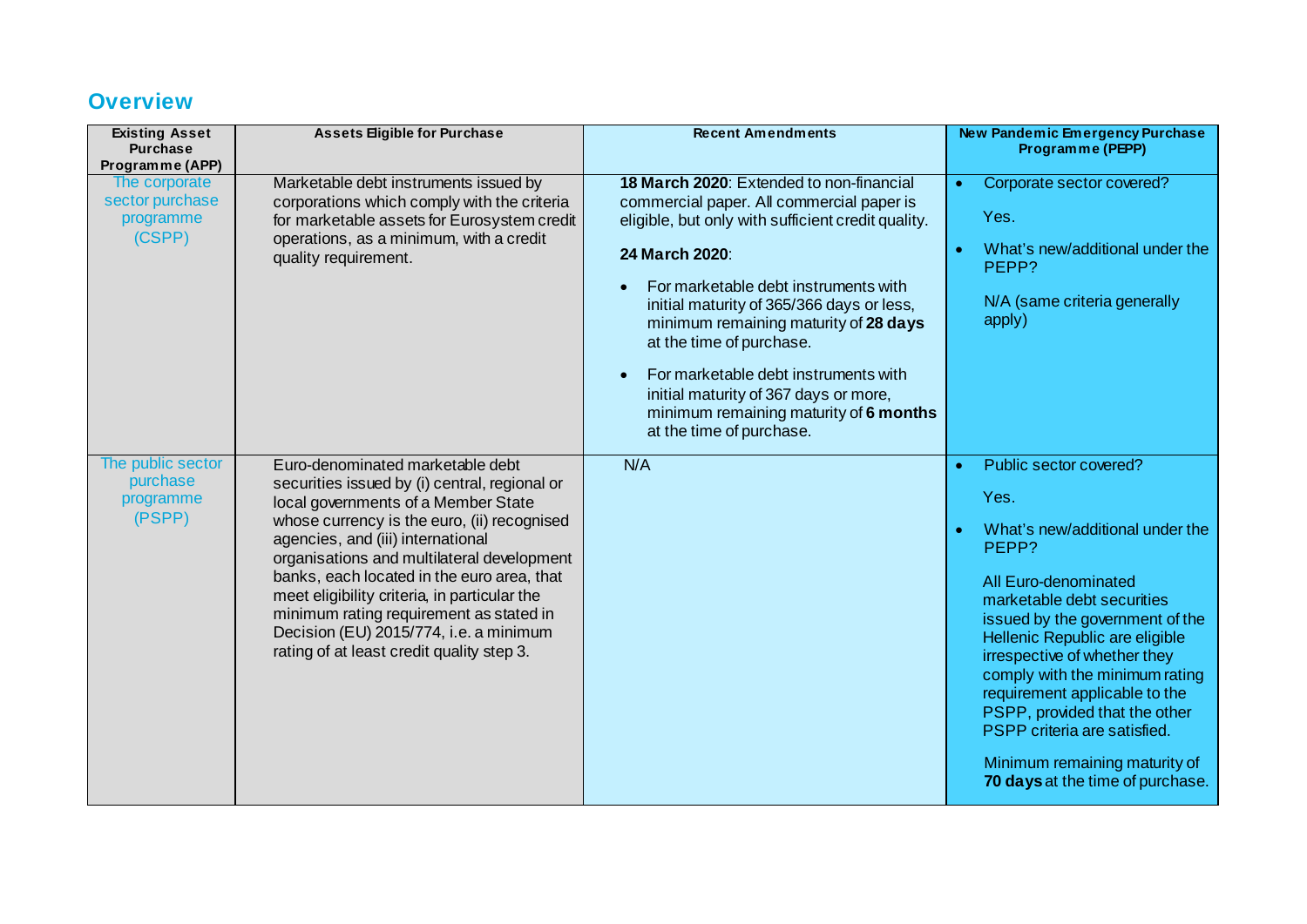## Overview

| Existing Asset Purchase Programme (APP) | Assets Eligible for Purchase | Recent Amendments | New Pandemic Emergency Purchase Programme (PEPP) |
|---|---|---|---|
| The corporate sector purchase programme (CSPP) | Marketable debt instruments issued by corporations which comply with the criteria for marketable assets for Eurosystem credit operations, as a minimum, with a credit quality requirement. | **18 March 2020**: Extended to non-financial commercial paper. All commercial paper is eligible, but only with sufficient credit quality.<br><br>**24 March 2020**:<br><br>• For marketable debt instruments with initial maturity of 365/366 days or less, minimum remaining maturity of **28 days** at the time of purchase.<br><br>• For marketable debt instruments with initial maturity of 367 days or more, minimum remaining maturity of **6 months** at the time of purchase. | • Corporate sector covered?<br><br>Yes.<br><br>• What's new/additional under the PEPP?<br><br>N/A (same criteria generally apply) |
| The public sector purchase programme (PSPP) | Euro-denominated marketable debt securities issued by (i) central, regional or local governments of a Member State whose currency is the euro, (ii) recognised agencies, and (iii) international organisations and multilateral development banks, each located in the euro area, that meet eligibility criteria, in particular the minimum rating requirement as stated in Decision (EU) 2015/774, i.e. a minimum rating of at least credit quality step 3. | N/A | • Public sector covered?<br><br>Yes.<br><br>• What's new/additional under the PEPP?<br><br>All Euro-denominated marketable debt securities issued by the government of the Hellenic Republic are eligible irrespective of whether they comply with the minimum rating requirement applicable to the PSPP, provided that the other PSPP criteria are satisfied.<br><br>Minimum remaining maturity of **70 days** at the time of purchase. |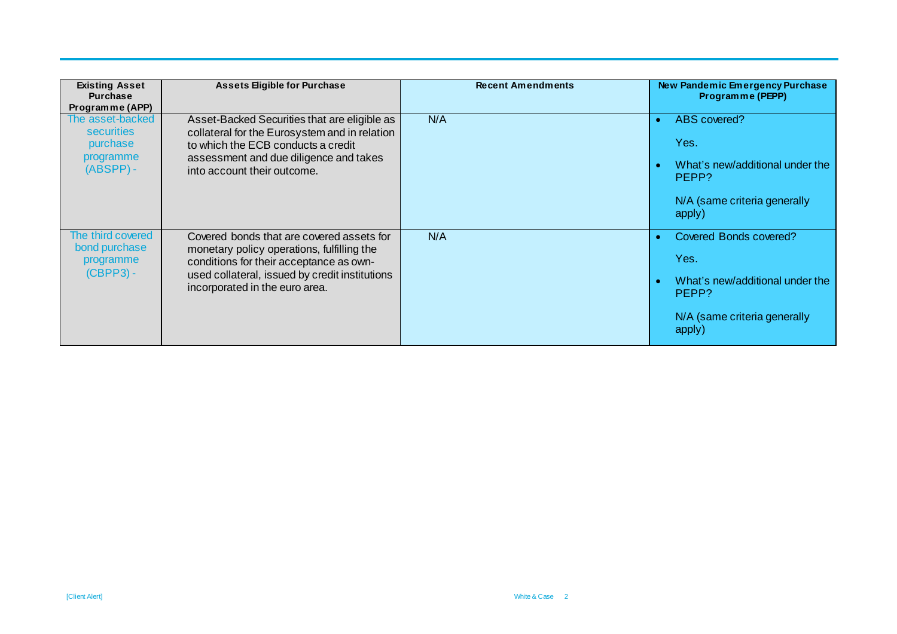| Existing Asset Purchase Programme (APP) | Assets Eligible for Purchase | Recent Amendments | New Pandemic Emergency Purchase Programme (PEPP) |
|---|---|---|---|
| The asset-backed securities purchase programme (ABSPP) - | Asset-Backed Securities that are eligible as collateral for the Eurosystem and in relation to which the ECB conducts a credit assessment and due diligence and takes into account their outcome. | N/A | • ABS covered?<br><br>Yes.<br><br>• What's new/additional under the PEPP?<br><br>N/A (same criteria generally apply) |
| The third covered bond purchase programme (CBPP3) - | Covered bonds that are covered assets for monetary policy operations, fulfilling the conditions for their acceptance as own-used collateral, issued by credit institutions incorporated in the euro area. | N/A | • Covered Bonds covered?<br><br>Yes.<br><br>• What's new/additional under the PEPP?<br><br>N/A (same criteria generally apply) |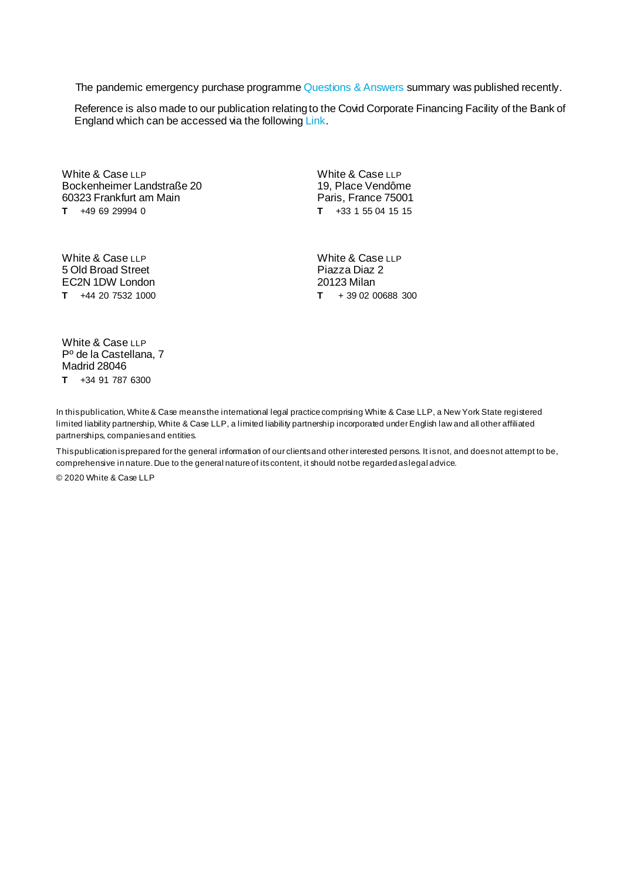The pandemic emergency purchase programme Questions & Answers summary was published recently.

Reference is also made to our publication relating to the Covid Corporate Financing Facility of the Bank of England which can be accessed via the following Link.

White & Case LLP
Bockenheimer Landstraße 20
60323 Frankfurt am Main
**T** +49 69 29994 0

White & Case LLP
19, Place Vendôme
Paris, France 75001
**T** +33 1 55 04 15 15

White & Case LLP
5 Old Broad Street
EC2N 1DW London
**T** +44 20 7532 1000

White & Case LLP
Piazza Diaz 2
20123 Milan
**T** + 39 02 00688 300

White & Case LLP
Pº de la Castellana, 7
Madrid 28046
**T** +34 91 787 6300

In this publication, White & Case means the international legal practice comprising White & Case LLP, a New York State registered limited liability partnership, White & Case LLP, a limited liability partnership incorporated under English law and all other affiliated partnerships, companies and entities.

This publication is prepared for the general information of our clients and other interested persons. It is not, and does not attempt to be, comprehensive in nature. Due to the general nature of its content, it should not be regarded as legal advice.

© 2020 White & Case LLP